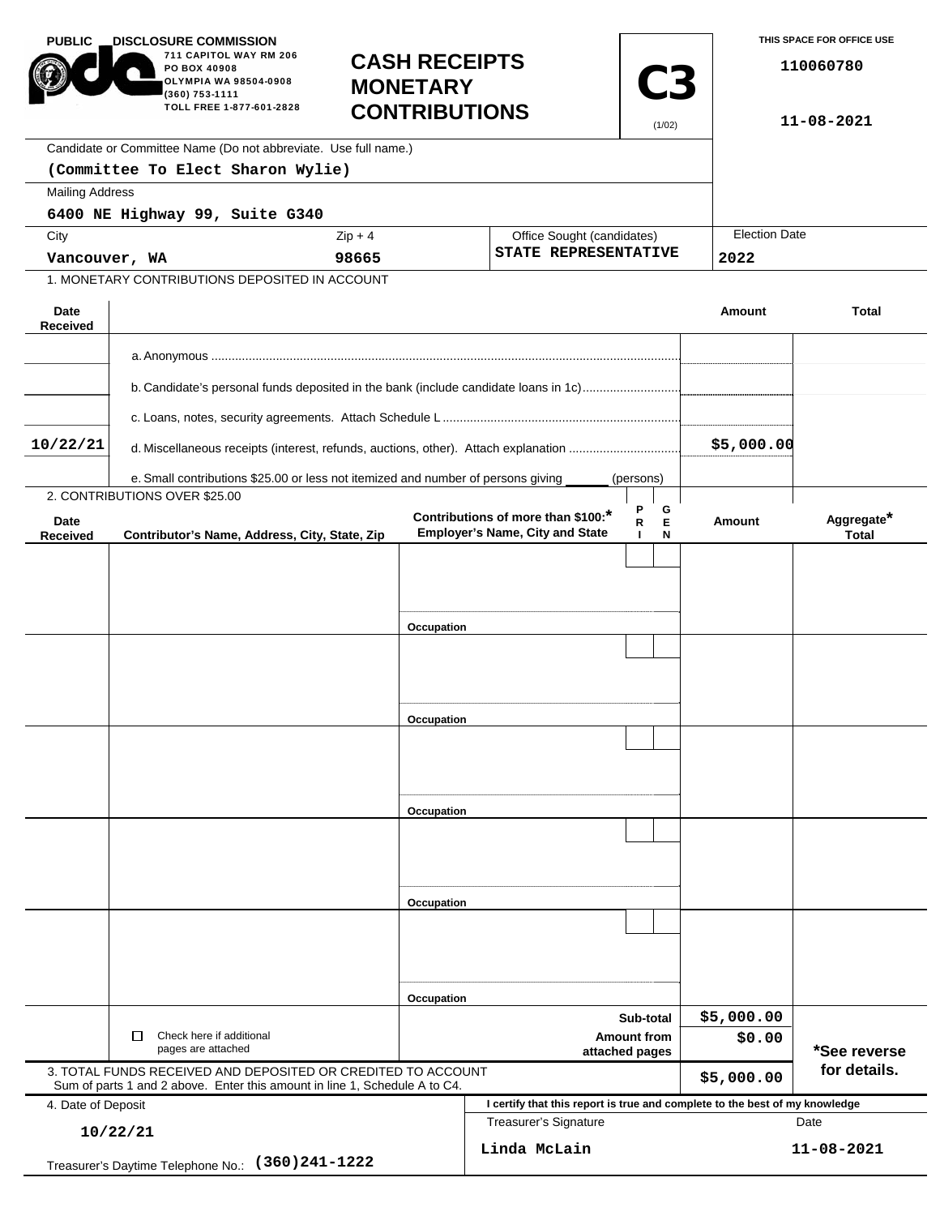**PUBLIC DISCLOSURE COMMISSION**
711 CAPITOL WAY RM 206
PO BOX 40908
OLYMPIA WA 98504-0908
(360) 753-1111
TOLL FREE 1-877-601-2828

# CASH RECEIPTS MONETARY CONTRIBUTIONS

**C3** (1/02)

THIS SPACE FOR OFFICE USE

110060780

11-08-2021

| Candidate or Committee Name (Do not abbreviate. Use full name.) | | | |
|---|---|---|---|
| (Committee To Elect Sharon Wylie) | | | |
| **Mailing Address** | | | |
| 6400 NE Highway 99, Suite G340 | | | |
| **City** | **Zip + 4** | **Office Sought (candidates)** | **Election Date** |
| Vancouver, WA | 98665 | STATE REPRESENTATIVE | 2022 |

1. MONETARY CONTRIBUTIONS DEPOSITED IN ACCOUNT

| Date Received | | Amount | Total |
|---|---|---|---|
| | a. Anonymous | | |
| | b. Candidate's personal funds deposited in the bank (include candidate loans in 1c) | | |
| | c. Loans, notes, security agreements. Attach Schedule L | | |
| 10/22/21 | d. Miscellaneous receipts (interest, refunds, auctions, other). Attach explanation | $5,000.00 | |
| | e. Small contributions $25.00 or less not itemized and number of persons giving ______ (persons) | | |

2. CONTRIBUTIONS OVER $25.00

| Date Received | Contributor's Name, Address, City, State, Zip | Contributions of more than $100:* Employer's Name, City and State | PRI | GEN | Amount | Aggregate* Total |
|---|---|---|---|---|---|---|
| | | Occupation | | | | |
| | | Occupation | | | | |
| | | Occupation | | | | |
| | | Occupation | | | | |
| | | Occupation | | | | |
| | ☐ Check here if additional pages are attached | Sub-total | | | $5,000.00 | |
| | | Amount from attached pages | | | $0.00 | *See reverse for details. |

| 3. TOTAL FUNDS RECEIVED AND DEPOSITED OR CREDITED TO ACCOUNT Sum of parts 1 and 2 above. Enter this amount in line 1, Schedule A to C4. | $5,000.00 |
|---|---|

| 4. Date of Deposit | I certify that this report is true and complete to the best of my knowledge | |
|---|---|---|
| | Treasurer's Signature | Date |
| 10/22/21 | Linda McLain | 11-08-2021 |
| Treasurer's Daytime Telephone No.: (360)241-1222 | | |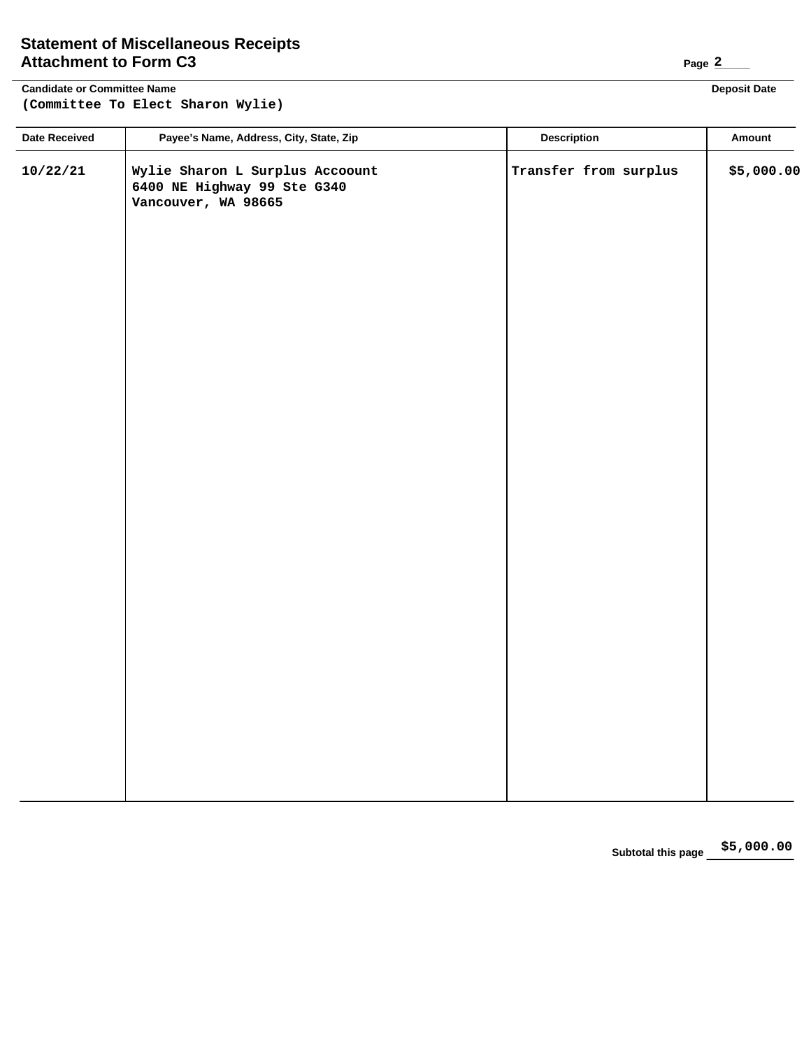# Statement of Miscellaneous Receipts
# Attachment to Form C3

**Candidate or Committee Name**
(Committee To Elect Sharon Wylie)

**Deposit Date**

| Date Received | Payee's Name, Address, City, State, Zip | Description | Amount |
|---|---|---|---|
| 10/22/21 | Wylie Sharon L Surplus Accoount<br>6400 NE Highway 99 Ste G340<br>Vancouver, WA 98665 | Transfer from surplus | $5,000.00 |

**Subtotal this page** $5,000.00